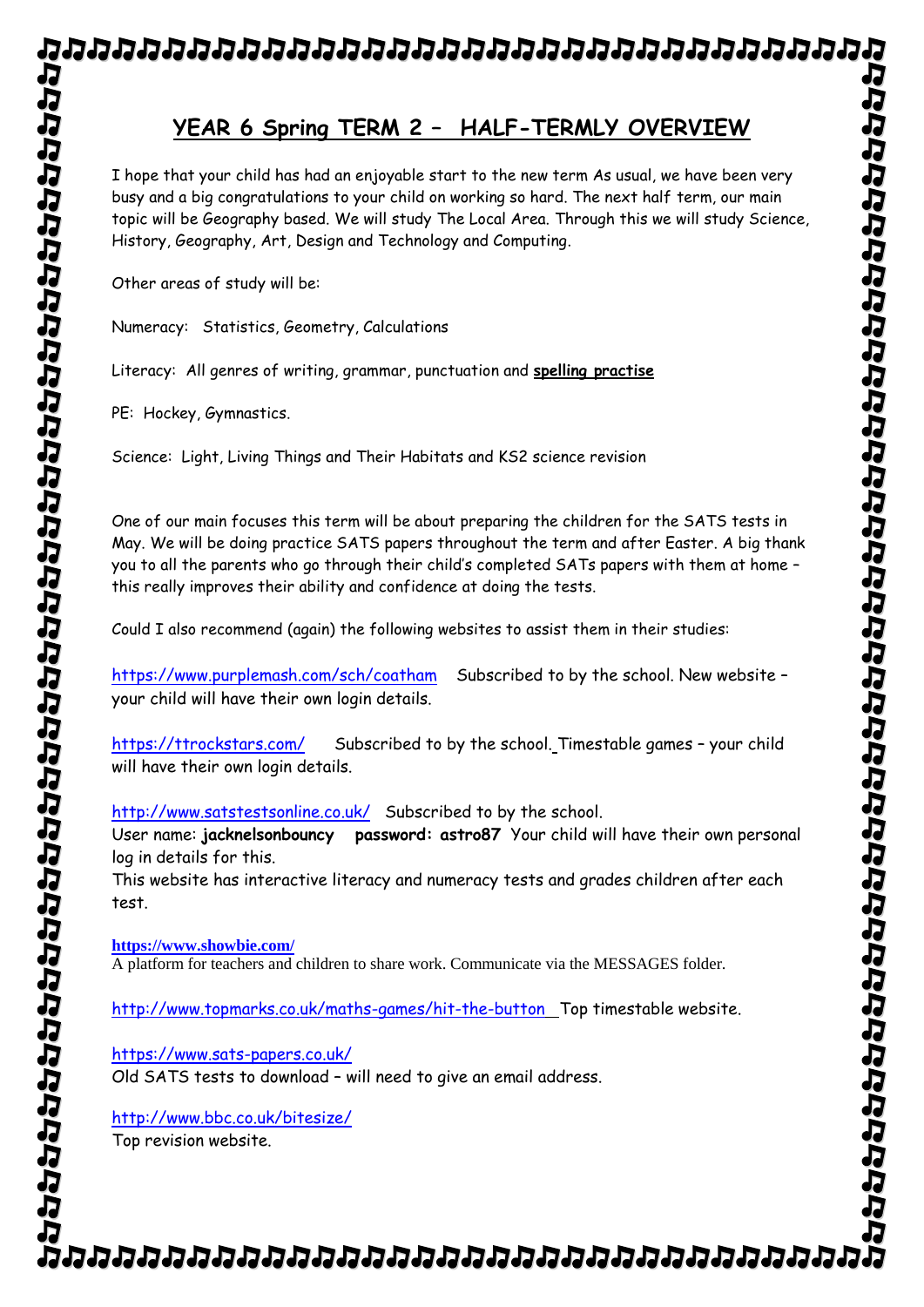# YEAR 6 Spring TERM 2 – HALF-TERMLY OVERVIEW

I hope that your child has had an enjoyable start to the new term As usual, we have been very busy and a big congratulations to your child on working so hard. The next half term, our main topic will be Geography based. We will study The Local Area. Through this we will study Science, History, Geography, Art, Design and Technology and Computing.

Other areas of study will be:

Numeracy: Statistics, Geometry, Calculations

Literacy: All genres of writing, grammar, punctuation and **spelling practise**

PE: Hockey, Gymnastics.

Science: Light, Living Things and Their Habitats and KS2 science revision

One of our main focuses this term will be about preparing the children for the SATS tests in May. We will be doing practice SATS papers throughout the term and after Easter. A big thank you to all the parents who go through their child's completed SATs papers with them at home – this really improves their ability and confidence at doing the tests.

Could I also recommend (again) the following websites to assist them in their studies:

https://www.purplemash.com/sch/coatham Subscribed to by the school. New website – your child will have their own login details.

https://ttrockstars.com/ Subscribed to by the school. Timestable games – your child will have their own login details.

http://www.satstestsonline.co.uk/ Subscribed to by the school.
User name: **jacknelsonbouncy** **password: astro87** Your child will have their own personal log in details for this.
This website has interactive literacy and numeracy tests and grades children after each test.

**https://www.showbie.com/**
A platform for teachers and children to share work. Communicate via the MESSAGES folder.

http://www.topmarks.co.uk/maths-games/hit-the-button Top timestable website.

https://www.sats-papers.co.uk/
Old SATS tests to download – will need to give an email address.

http://www.bbc.co.uk/bitesize/
Top revision website.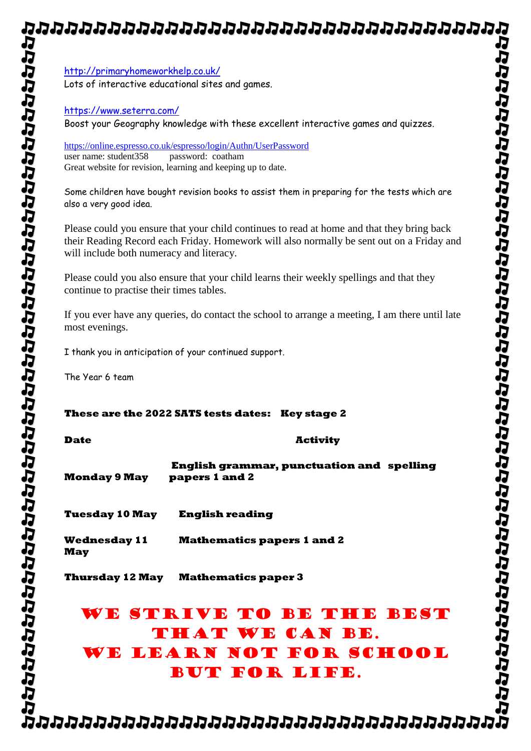http://primaryhomeworkhelp.co.uk/
Lots of interactive educational sites and games.

https://www.seterra.com/
Boost your Geography knowledge with these excellent interactive games and quizzes.

https://online.espresso.co.uk/espresso/login/Authn/UserPassword
user name: student358 password: coatham
Great website for revision, learning and keeping up to date.

Some children have bought revision books to assist them in preparing for the tests which are also a very good idea.

Please could you ensure that your child continues to read at home and that they bring back their Reading Record each Friday. Homework will also normally be sent out on a Friday and will include both numeracy and literacy.

Please could you also ensure that your child learns their weekly spellings and that they continue to practise their times tables.

If you ever have any queries, do contact the school to arrange a meeting, I am there until late most evenings.

I thank you in anticipation of your continued support.

The Year 6 team

**These are the 2022 SATS tests dates: Key stage 2**

| **Date** | **Activity** |
|---|---|
| **Monday 9 May** | **English grammar, punctuation and spelling papers 1 and 2** |
| **Tuesday 10 May** | **English reading** |
| **Wednesday 11 May** | **Mathematics papers 1 and 2** |
| **Thursday 12 May** | **Mathematics paper 3** |

**WE STRIVE TO BE THE BEST THAT WE CAN BE.**
**WE LEARN NOT FOR SCHOOL BUT FOR LIFE.**